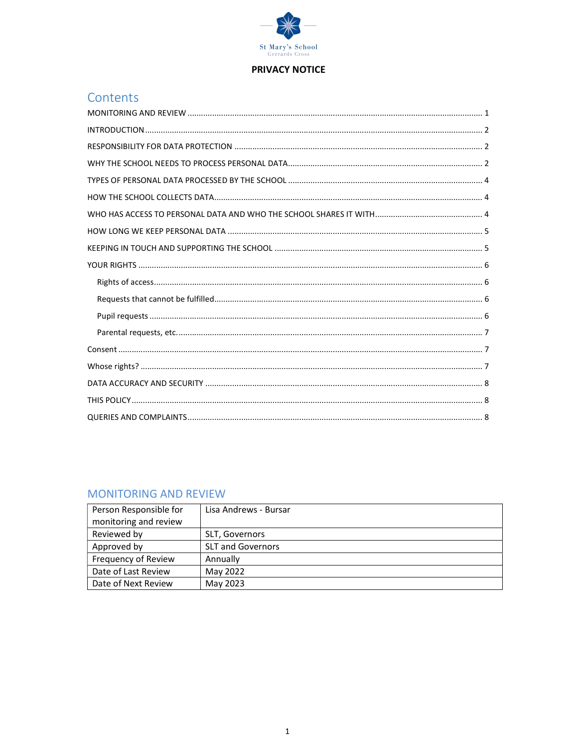St Mary's School
Gerrards Cross

# PRIVACY NOTICE

## Contents

- MONITORING AND REVIEW ..... 1
- INTRODUCTION ..... 2
- RESPONSIBILITY FOR DATA PROTECTION ..... 2
- WHY THE SCHOOL NEEDS TO PROCESS PERSONAL DATA ..... 2
- TYPES OF PERSONAL DATA PROCESSED BY THE SCHOOL ..... 4
- HOW THE SCHOOL COLLECTS DATA ..... 4
- WHO HAS ACCESS TO PERSONAL DATA AND WHO THE SCHOOL SHARES IT WITH ..... 4
- HOW LONG WE KEEP PERSONAL DATA ..... 5
- KEEPING IN TOUCH AND SUPPORTING THE SCHOOL ..... 5
- YOUR RIGHTS ..... 6
  - Rights of access ..... 6
  - Requests that cannot be fulfilled ..... 6
  - Pupil requests ..... 6
  - Parental requests, etc. ..... 7
- Consent ..... 7
- Whose rights? ..... 7
- DATA ACCURACY AND SECURITY ..... 8
- THIS POLICY ..... 8
- QUERIES AND COMPLAINTS ..... 8

## MONITORING AND REVIEW

| Person Responsible for monitoring and review | Lisa Andrews - Bursar |
|---|---|
| Reviewed by | SLT, Governors |
| Approved by | SLT and Governors |
| Frequency of Review | Annually |
| Date of Last Review | May 2022 |
| Date of Next Review | May 2023 |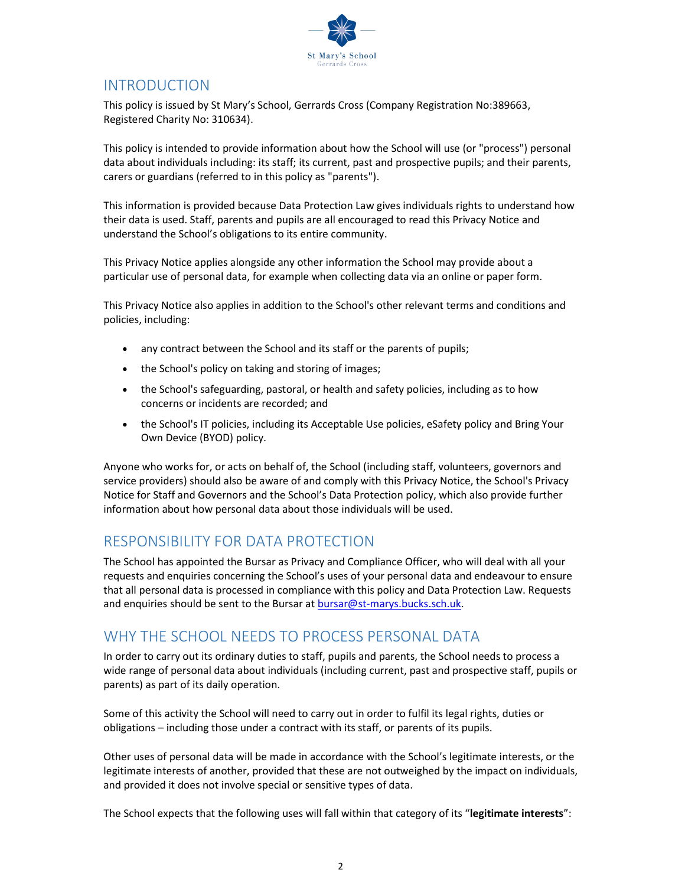## INTRODUCTION

This policy is issued by St Mary's School, Gerrards Cross (Company Registration No:389663, Registered Charity No: 310634).

This policy is intended to provide information about how the School will use (or "process") personal data about individuals including: its staff; its current, past and prospective pupils; and their parents, carers or guardians (referred to in this policy as "parents").

This information is provided because Data Protection Law gives individuals rights to understand how their data is used. Staff, parents and pupils are all encouraged to read this Privacy Notice and understand the School's obligations to its entire community.

This Privacy Notice applies alongside any other information the School may provide about a particular use of personal data, for example when collecting data via an online or paper form.

This Privacy Notice also applies in addition to the School's other relevant terms and conditions and policies, including:

- any contract between the School and its staff or the parents of pupils;
- the School's policy on taking and storing of images;
- the School's safeguarding, pastoral, or health and safety policies, including as to how concerns or incidents are recorded; and
- the School's IT policies, including its Acceptable Use policies, eSafety policy and Bring Your Own Device (BYOD) policy.

Anyone who works for, or acts on behalf of, the School (including staff, volunteers, governors and service providers) should also be aware of and comply with this Privacy Notice, the School's Privacy Notice for Staff and Governors and the School's Data Protection policy, which also provide further information about how personal data about those individuals will be used.

## RESPONSIBILITY FOR DATA PROTECTION

The School has appointed the Bursar as Privacy and Compliance Officer, who will deal with all your requests and enquiries concerning the School's uses of your personal data and endeavour to ensure that all personal data is processed in compliance with this policy and Data Protection Law. Requests and enquiries should be sent to the Bursar at bursar@st-marys.bucks.sch.uk.

## WHY THE SCHOOL NEEDS TO PROCESS PERSONAL DATA

In order to carry out its ordinary duties to staff, pupils and parents, the School needs to process a wide range of personal data about individuals (including current, past and prospective staff, pupils or parents) as part of its daily operation.

Some of this activity the School will need to carry out in order to fulfil its legal rights, duties or obligations – including those under a contract with its staff, or parents of its pupils.

Other uses of personal data will be made in accordance with the School's legitimate interests, or the legitimate interests of another, provided that these are not outweighed by the impact on individuals, and provided it does not involve special or sensitive types of data.

The School expects that the following uses will fall within that category of its "**legitimate interests**":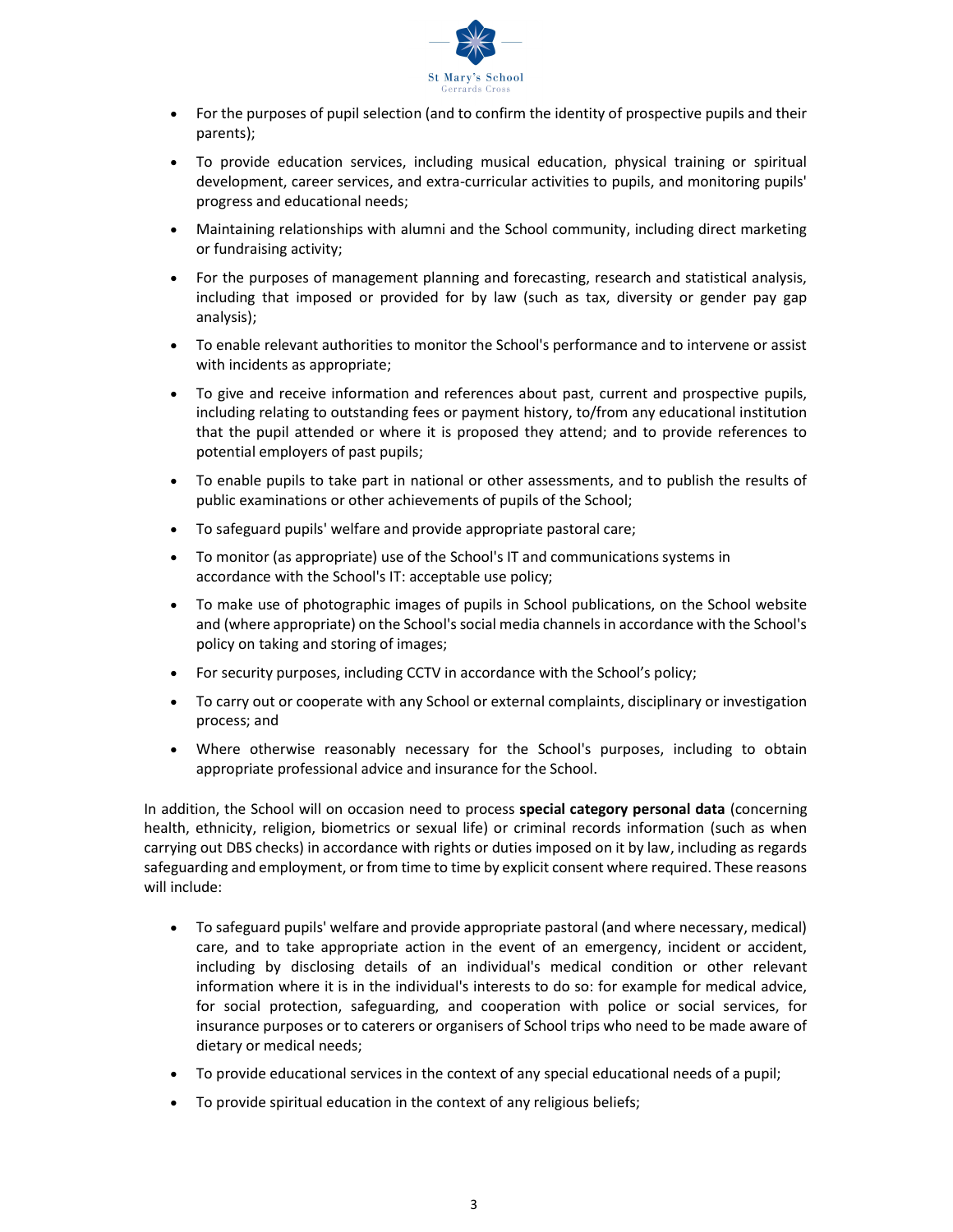- For the purposes of pupil selection (and to confirm the identity of prospective pupils and their parents);
- To provide education services, including musical education, physical training or spiritual development, career services, and extra-curricular activities to pupils, and monitoring pupils' progress and educational needs;
- Maintaining relationships with alumni and the School community, including direct marketing or fundraising activity;
- For the purposes of management planning and forecasting, research and statistical analysis, including that imposed or provided for by law (such as tax, diversity or gender pay gap analysis);
- To enable relevant authorities to monitor the School's performance and to intervene or assist with incidents as appropriate;
- To give and receive information and references about past, current and prospective pupils, including relating to outstanding fees or payment history, to/from any educational institution that the pupil attended or where it is proposed they attend; and to provide references to potential employers of past pupils;
- To enable pupils to take part in national or other assessments, and to publish the results of public examinations or other achievements of pupils of the School;
- To safeguard pupils' welfare and provide appropriate pastoral care;
- To monitor (as appropriate) use of the School's IT and communications systems in accordance with the School's IT: acceptable use policy;
- To make use of photographic images of pupils in School publications, on the School website and (where appropriate) on the School's social media channels in accordance with the School's policy on taking and storing of images;
- For security purposes, including CCTV in accordance with the School's policy;
- To carry out or cooperate with any School or external complaints, disciplinary or investigation process; and
- Where otherwise reasonably necessary for the School's purposes, including to obtain appropriate professional advice and insurance for the School.

In addition, the School will on occasion need to process **special category personal data** (concerning health, ethnicity, religion, biometrics or sexual life) or criminal records information (such as when carrying out DBS checks) in accordance with rights or duties imposed on it by law, including as regards safeguarding and employment, or from time to time by explicit consent where required. These reasons will include:

- To safeguard pupils' welfare and provide appropriate pastoral (and where necessary, medical) care, and to take appropriate action in the event of an emergency, incident or accident, including by disclosing details of an individual's medical condition or other relevant information where it is in the individual's interests to do so: for example for medical advice, for social protection, safeguarding, and cooperation with police or social services, for insurance purposes or to caterers or organisers of School trips who need to be made aware of dietary or medical needs;
- To provide educational services in the context of any special educational needs of a pupil;
- To provide spiritual education in the context of any religious beliefs;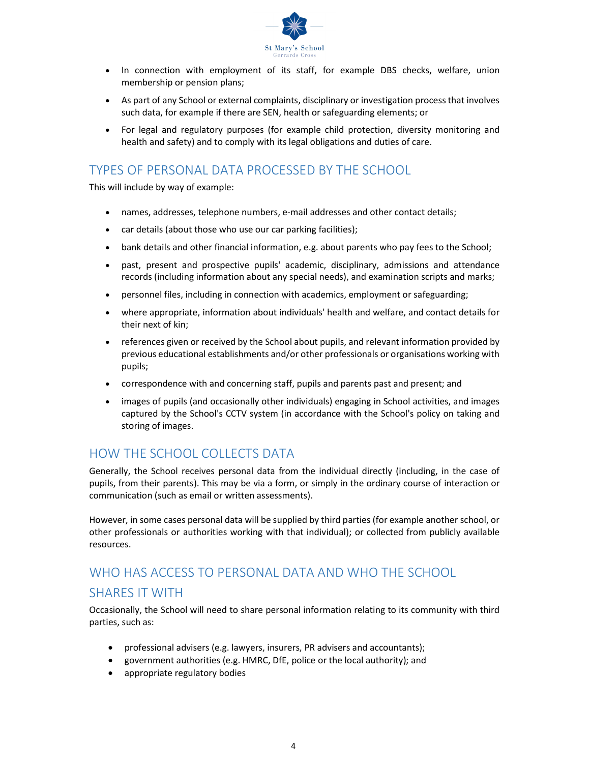- In connection with employment of its staff, for example DBS checks, welfare, union membership or pension plans;
- As part of any School or external complaints, disciplinary or investigation process that involves such data, for example if there are SEN, health or safeguarding elements; or
- For legal and regulatory purposes (for example child protection, diversity monitoring and health and safety) and to comply with its legal obligations and duties of care.

## TYPES OF PERSONAL DATA PROCESSED BY THE SCHOOL

This will include by way of example:

- names, addresses, telephone numbers, e-mail addresses and other contact details;
- car details (about those who use our car parking facilities);
- bank details and other financial information, e.g. about parents who pay fees to the School;
- past, present and prospective pupils' academic, disciplinary, admissions and attendance records (including information about any special needs), and examination scripts and marks;
- personnel files, including in connection with academics, employment or safeguarding;
- where appropriate, information about individuals' health and welfare, and contact details for their next of kin;
- references given or received by the School about pupils, and relevant information provided by previous educational establishments and/or other professionals or organisations working with pupils;
- correspondence with and concerning staff, pupils and parents past and present; and
- images of pupils (and occasionally other individuals) engaging in School activities, and images captured by the School's CCTV system (in accordance with the School's policy on taking and storing of images.

## HOW THE SCHOOL COLLECTS DATA

Generally, the School receives personal data from the individual directly (including, in the case of pupils, from their parents). This may be via a form, or simply in the ordinary course of interaction or communication (such as email or written assessments).

However, in some cases personal data will be supplied by third parties (for example another school, or other professionals or authorities working with that individual); or collected from publicly available resources.

## WHO HAS ACCESS TO PERSONAL DATA AND WHO THE SCHOOL SHARES IT WITH

Occasionally, the School will need to share personal information relating to its community with third parties, such as:

- professional advisers (e.g. lawyers, insurers, PR advisers and accountants);
- government authorities (e.g. HMRC, DfE, police or the local authority); and
- appropriate regulatory bodies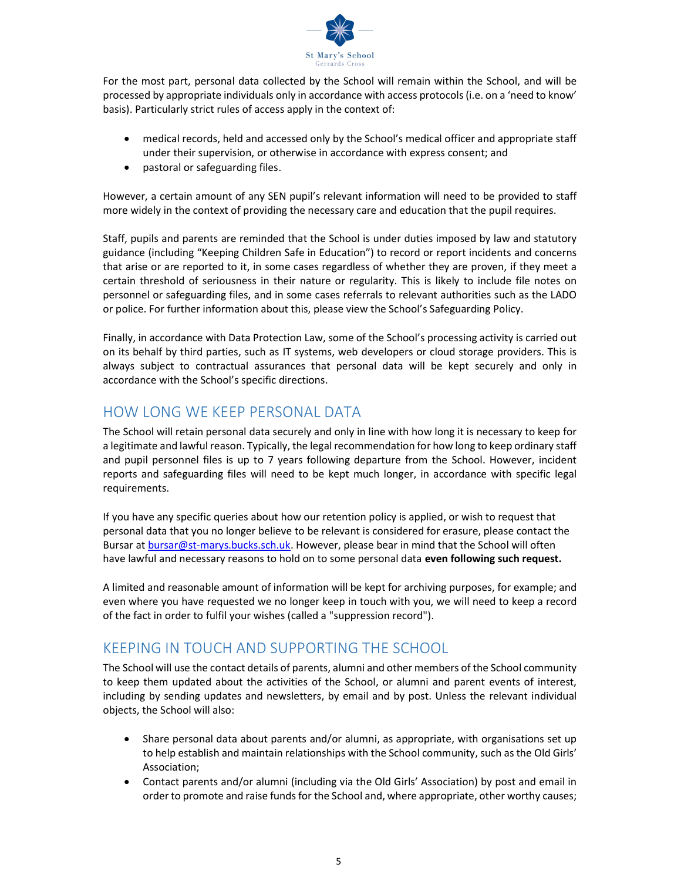For the most part, personal data collected by the School will remain within the School, and will be processed by appropriate individuals only in accordance with access protocols (i.e. on a 'need to know' basis). Particularly strict rules of access apply in the context of:

- medical records, held and accessed only by the School's medical officer and appropriate staff under their supervision, or otherwise in accordance with express consent; and
- pastoral or safeguarding files.

However, a certain amount of any SEN pupil's relevant information will need to be provided to staff more widely in the context of providing the necessary care and education that the pupil requires.

Staff, pupils and parents are reminded that the School is under duties imposed by law and statutory guidance (including "Keeping Children Safe in Education") to record or report incidents and concerns that arise or are reported to it, in some cases regardless of whether they are proven, if they meet a certain threshold of seriousness in their nature or regularity. This is likely to include file notes on personnel or safeguarding files, and in some cases referrals to relevant authorities such as the LADO or police. For further information about this, please view the School's Safeguarding Policy.

Finally, in accordance with Data Protection Law, some of the School's processing activity is carried out on its behalf by third parties, such as IT systems, web developers or cloud storage providers. This is always subject to contractual assurances that personal data will be kept securely and only in accordance with the School's specific directions.

## HOW LONG WE KEEP PERSONAL DATA

The School will retain personal data securely and only in line with how long it is necessary to keep for a legitimate and lawful reason. Typically, the legal recommendation for how long to keep ordinary staff and pupil personnel files is up to 7 years following departure from the School. However, incident reports and safeguarding files will need to be kept much longer, in accordance with specific legal requirements.

If you have any specific queries about how our retention policy is applied, or wish to request that personal data that you no longer believe to be relevant is considered for erasure, please contact the Bursar at bursar@st-marys.bucks.sch.uk. However, please bear in mind that the School will often have lawful and necessary reasons to hold on to some personal data **even following such request.**

A limited and reasonable amount of information will be kept for archiving purposes, for example; and even where you have requested we no longer keep in touch with you, we will need to keep a record of the fact in order to fulfil your wishes (called a "suppression record").

## KEEPING IN TOUCH AND SUPPORTING THE SCHOOL

The School will use the contact details of parents, alumni and other members of the School community to keep them updated about the activities of the School, or alumni and parent events of interest, including by sending updates and newsletters, by email and by post. Unless the relevant individual objects, the School will also:

- Share personal data about parents and/or alumni, as appropriate, with organisations set up to help establish and maintain relationships with the School community, such as the Old Girls' Association;
- Contact parents and/or alumni (including via the Old Girls' Association) by post and email in order to promote and raise funds for the School and, where appropriate, other worthy causes;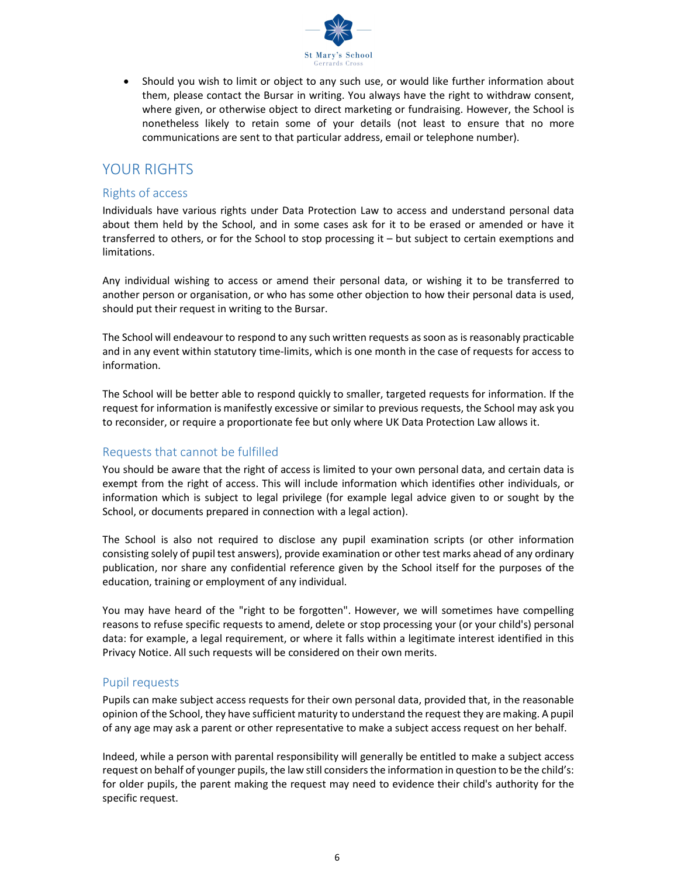- Should you wish to limit or object to any such use, or would like further information about them, please contact the Bursar in writing. You always have the right to withdraw consent, where given, or otherwise object to direct marketing or fundraising. However, the School is nonetheless likely to retain some of your details (not least to ensure that no more communications are sent to that particular address, email or telephone number).

## YOUR RIGHTS

### Rights of access

Individuals have various rights under Data Protection Law to access and understand personal data about them held by the School, and in some cases ask for it to be erased or amended or have it transferred to others, or for the School to stop processing it – but subject to certain exemptions and limitations.

Any individual wishing to access or amend their personal data, or wishing it to be transferred to another person or organisation, or who has some other objection to how their personal data is used, should put their request in writing to the Bursar.

The School will endeavour to respond to any such written requests as soon as is reasonably practicable and in any event within statutory time-limits, which is one month in the case of requests for access to information.

The School will be better able to respond quickly to smaller, targeted requests for information. If the request for information is manifestly excessive or similar to previous requests, the School may ask you to reconsider, or require a proportionate fee but only where UK Data Protection Law allows it.

### Requests that cannot be fulfilled

You should be aware that the right of access is limited to your own personal data, and certain data is exempt from the right of access. This will include information which identifies other individuals, or information which is subject to legal privilege (for example legal advice given to or sought by the School, or documents prepared in connection with a legal action).

The School is also not required to disclose any pupil examination scripts (or other information consisting solely of pupil test answers), provide examination or other test marks ahead of any ordinary publication, nor share any confidential reference given by the School itself for the purposes of the education, training or employment of any individual.

You may have heard of the "right to be forgotten". However, we will sometimes have compelling reasons to refuse specific requests to amend, delete or stop processing your (or your child's) personal data: for example, a legal requirement, or where it falls within a legitimate interest identified in this Privacy Notice. All such requests will be considered on their own merits.

### Pupil requests

Pupils can make subject access requests for their own personal data, provided that, in the reasonable opinion of the School, they have sufficient maturity to understand the request they are making. A pupil of any age may ask a parent or other representative to make a subject access request on her behalf.

Indeed, while a person with parental responsibility will generally be entitled to make a subject access request on behalf of younger pupils, the law still considers the information in question to be the child's: for older pupils, the parent making the request may need to evidence their child's authority for the specific request.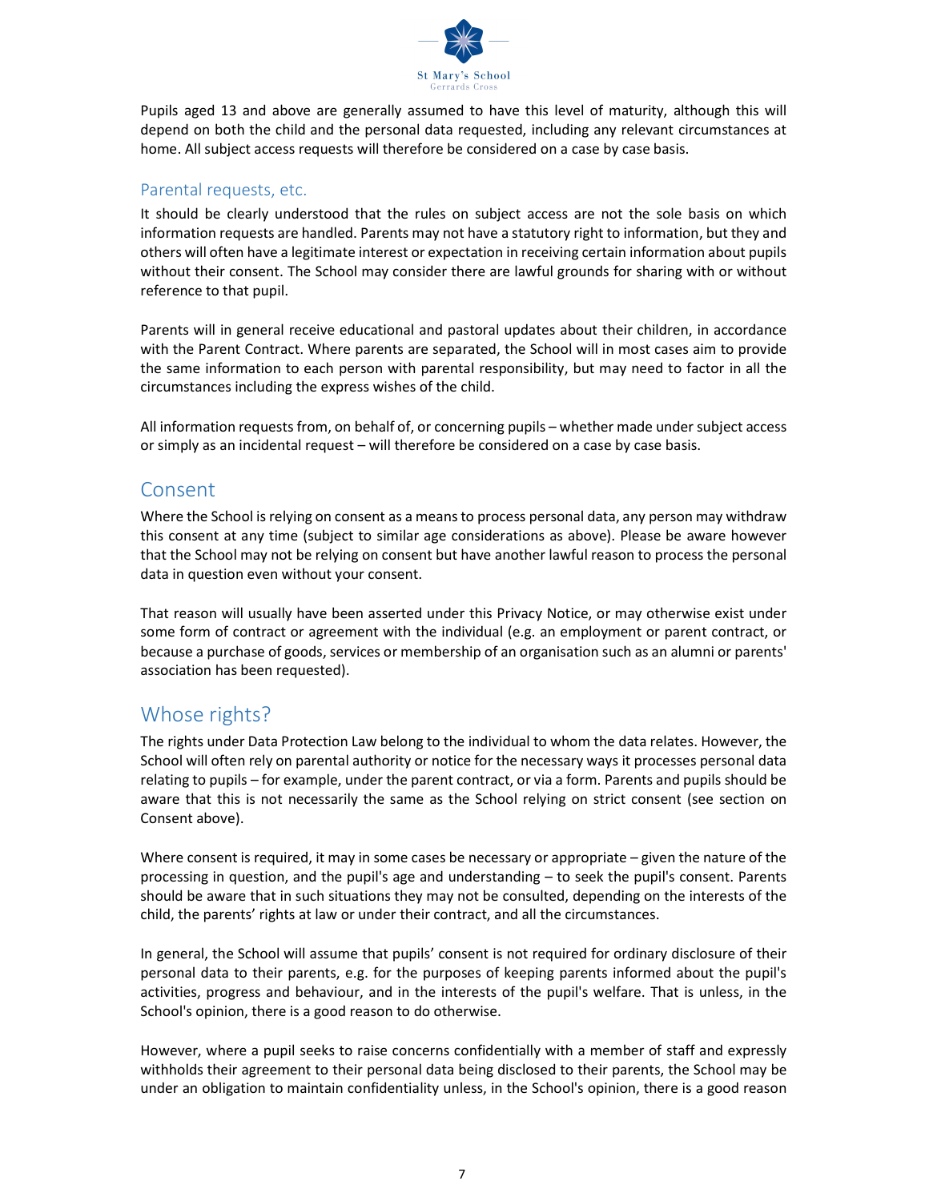Pupils aged 13 and above are generally assumed to have this level of maturity, although this will depend on both the child and the personal data requested, including any relevant circumstances at home. All subject access requests will therefore be considered on a case by case basis.

### Parental requests, etc.

It should be clearly understood that the rules on subject access are not the sole basis on which information requests are handled. Parents may not have a statutory right to information, but they and others will often have a legitimate interest or expectation in receiving certain information about pupils without their consent. The School may consider there are lawful grounds for sharing with or without reference to that pupil.

Parents will in general receive educational and pastoral updates about their children, in accordance with the Parent Contract. Where parents are separated, the School will in most cases aim to provide the same information to each person with parental responsibility, but may need to factor in all the circumstances including the express wishes of the child.

All information requests from, on behalf of, or concerning pupils – whether made under subject access or simply as an incidental request – will therefore be considered on a case by case basis.

## Consent

Where the School is relying on consent as a means to process personal data, any person may withdraw this consent at any time (subject to similar age considerations as above). Please be aware however that the School may not be relying on consent but have another lawful reason to process the personal data in question even without your consent.

That reason will usually have been asserted under this Privacy Notice, or may otherwise exist under some form of contract or agreement with the individual (e.g. an employment or parent contract, or because a purchase of goods, services or membership of an organisation such as an alumni or parents' association has been requested).

## Whose rights?

The rights under Data Protection Law belong to the individual to whom the data relates. However, the School will often rely on parental authority or notice for the necessary ways it processes personal data relating to pupils – for example, under the parent contract, or via a form. Parents and pupils should be aware that this is not necessarily the same as the School relying on strict consent (see section on Consent above).

Where consent is required, it may in some cases be necessary or appropriate – given the nature of the processing in question, and the pupil's age and understanding – to seek the pupil's consent. Parents should be aware that in such situations they may not be consulted, depending on the interests of the child, the parents' rights at law or under their contract, and all the circumstances.

In general, the School will assume that pupils' consent is not required for ordinary disclosure of their personal data to their parents, e.g. for the purposes of keeping parents informed about the pupil's activities, progress and behaviour, and in the interests of the pupil's welfare. That is unless, in the School's opinion, there is a good reason to do otherwise.

However, where a pupil seeks to raise concerns confidentially with a member of staff and expressly withholds their agreement to their personal data being disclosed to their parents, the School may be under an obligation to maintain confidentiality unless, in the School's opinion, there is a good reason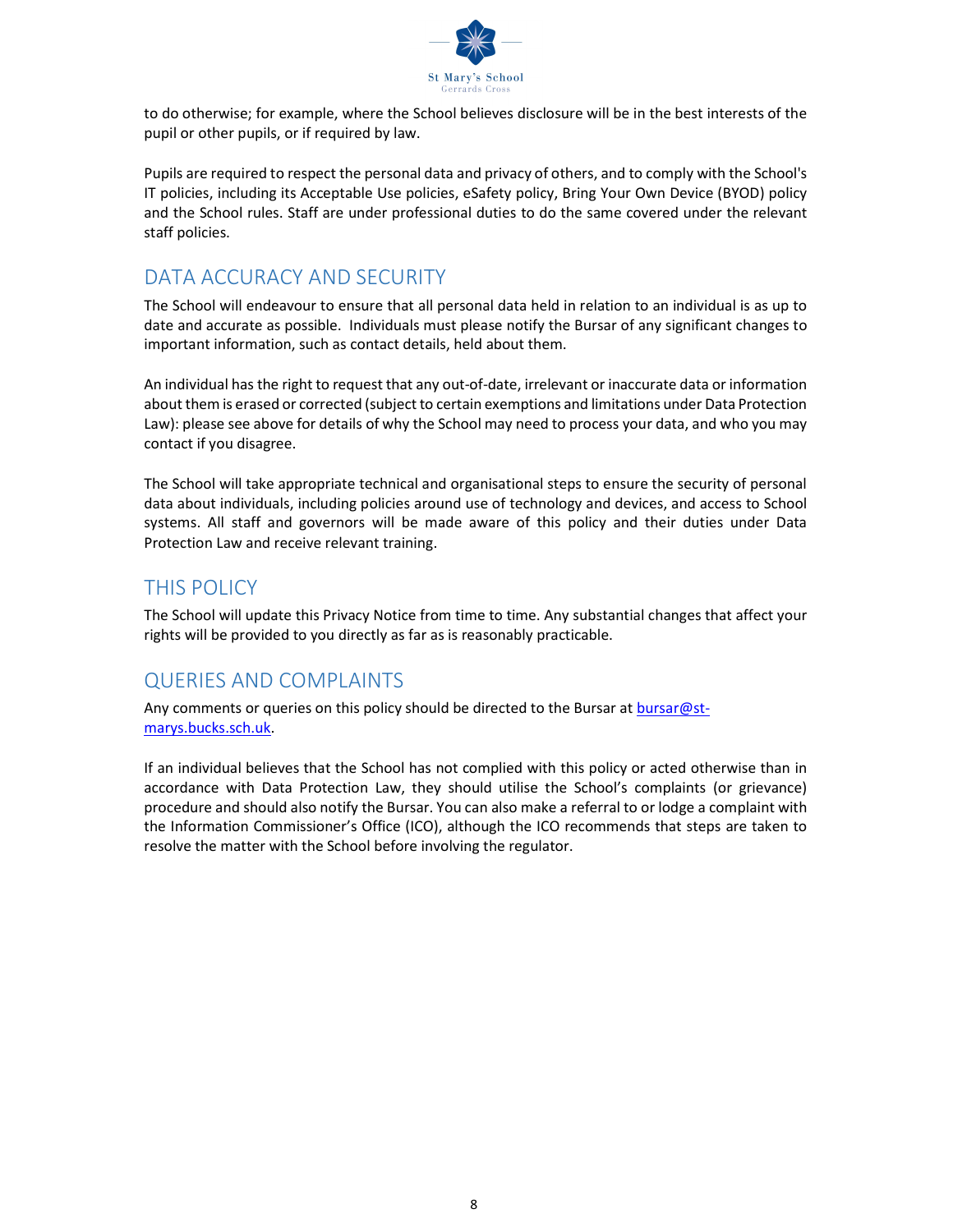to do otherwise; for example, where the School believes disclosure will be in the best interests of the pupil or other pupils, or if required by law.

Pupils are required to respect the personal data and privacy of others, and to comply with the School's IT policies, including its Acceptable Use policies, eSafety policy, Bring Your Own Device (BYOD) policy and the School rules. Staff are under professional duties to do the same covered under the relevant staff policies.

## DATA ACCURACY AND SECURITY

The School will endeavour to ensure that all personal data held in relation to an individual is as up to date and accurate as possible. Individuals must please notify the Bursar of any significant changes to important information, such as contact details, held about them.

An individual has the right to request that any out-of-date, irrelevant or inaccurate data or information about them is erased or corrected (subject to certain exemptions and limitations under Data Protection Law): please see above for details of why the School may need to process your data, and who you may contact if you disagree.

The School will take appropriate technical and organisational steps to ensure the security of personal data about individuals, including policies around use of technology and devices, and access to School systems. All staff and governors will be made aware of this policy and their duties under Data Protection Law and receive relevant training.

## THIS POLICY

The School will update this Privacy Notice from time to time. Any substantial changes that affect your rights will be provided to you directly as far as is reasonably practicable.

## QUERIES AND COMPLAINTS

Any comments or queries on this policy should be directed to the Bursar at bursar@st-marys.bucks.sch.uk.

If an individual believes that the School has not complied with this policy or acted otherwise than in accordance with Data Protection Law, they should utilise the School's complaints (or grievance) procedure and should also notify the Bursar. You can also make a referral to or lodge a complaint with the Information Commissioner's Office (ICO), although the ICO recommends that steps are taken to resolve the matter with the School before involving the regulator.